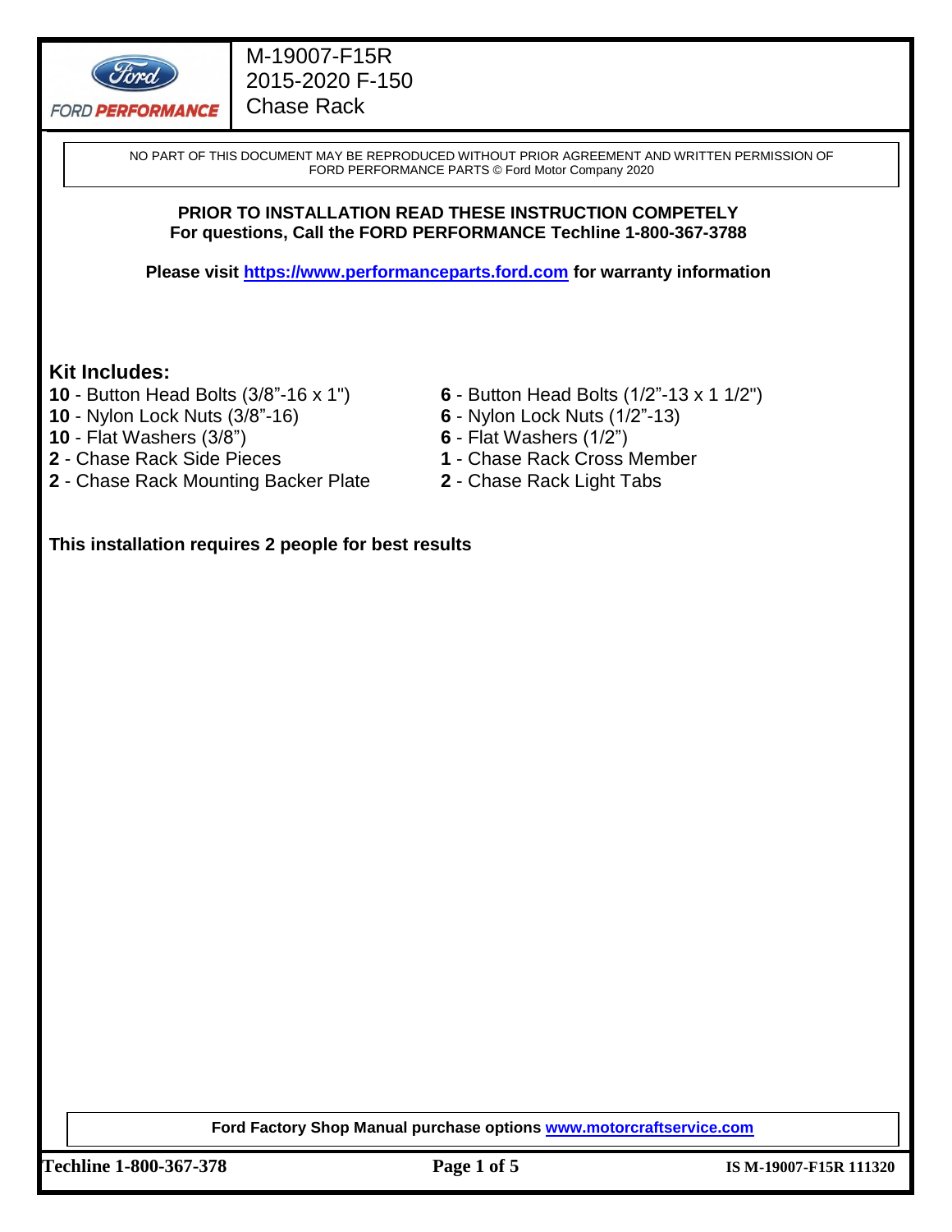# M-19007-F15R
## 2015-2020 F-150
## Chase Rack

NO PART OF THIS DOCUMENT MAY BE REPRODUCED WITHOUT PRIOR AGREEMENT AND WRITTEN PERMISSION OF FORD PERFORMANCE PARTS © Ford Motor Company 2020

**PRIOR TO INSTALLATION READ THESE INSTRUCTION COMPETELY**
**For questions, Call the FORD PERFORMANCE Techline 1-800-367-3788**

**Please visit [https://www.performanceparts.ford.com](https://www.performanceparts.ford.com) for warranty information**

## Kit Includes:

- **10** - Button Head Bolts (3/8"-16 x 1")
- **10** - Nylon Lock Nuts (3/8"-16)
- **10** - Flat Washers (3/8")
- **2** - Chase Rack Side Pieces
- **2** - Chase Rack Mounting Backer Plate
- **6** - Button Head Bolts (1/2"-13 x 1 1/2")
- **6** - Nylon Lock Nuts (1/2"-13)
- **6** - Flat Washers (1/2")
- **1** - Chase Rack Cross Member
- **2** - Chase Rack Light Tabs

**This installation requires 2 people for best results**

**Ford Factory Shop Manual purchase options [www.motorcraftservice.com](www.motorcraftservice.com)**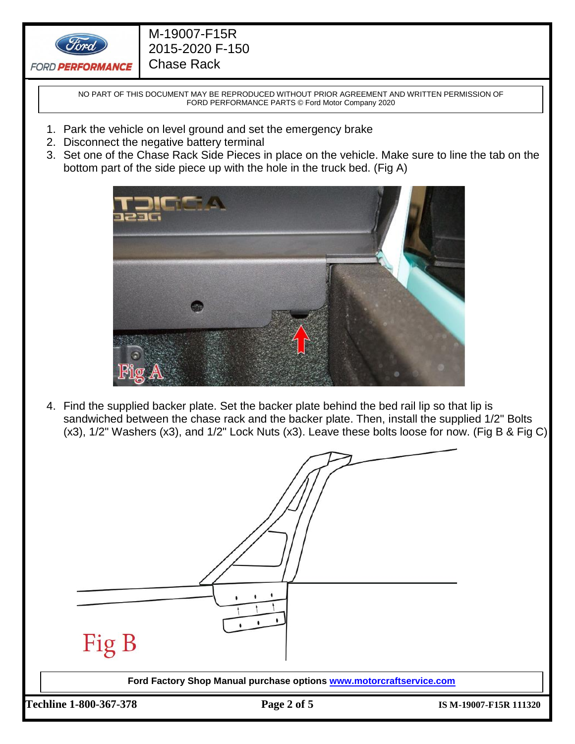NO PART OF THIS DOCUMENT MAY BE REPRODUCED WITHOUT PRIOR AGREEMENT AND WRITTEN PERMISSION OF FORD PERFORMANCE PARTS © Ford Motor Company 2020

1. Park the vehicle on level ground and set the emergency brake
2. Disconnect the negative battery terminal
3. Set one of the Chase Rack Side Pieces in place on the vehicle. Make sure to line the tab on the bottom part of the side piece up with the hole in the truck bed. (Fig A)

Fig A

4. Find the supplied backer plate. Set the backer plate behind the bed rail lip so that lip is sandwiched between the chase rack and the backer plate. Then, install the supplied 1/2" Bolts (x3), 1/2" Washers (x3), and 1/2" Lock Nuts (x3). Leave these bolts loose for now. (Fig B & Fig C)

Fig B

**Ford Factory Shop Manual purchase options [www.motorcraftservice.com](http://www.motorcraftservice.com)**

**Techline 1-800-367-378** **IS M-19007-F15R 111320**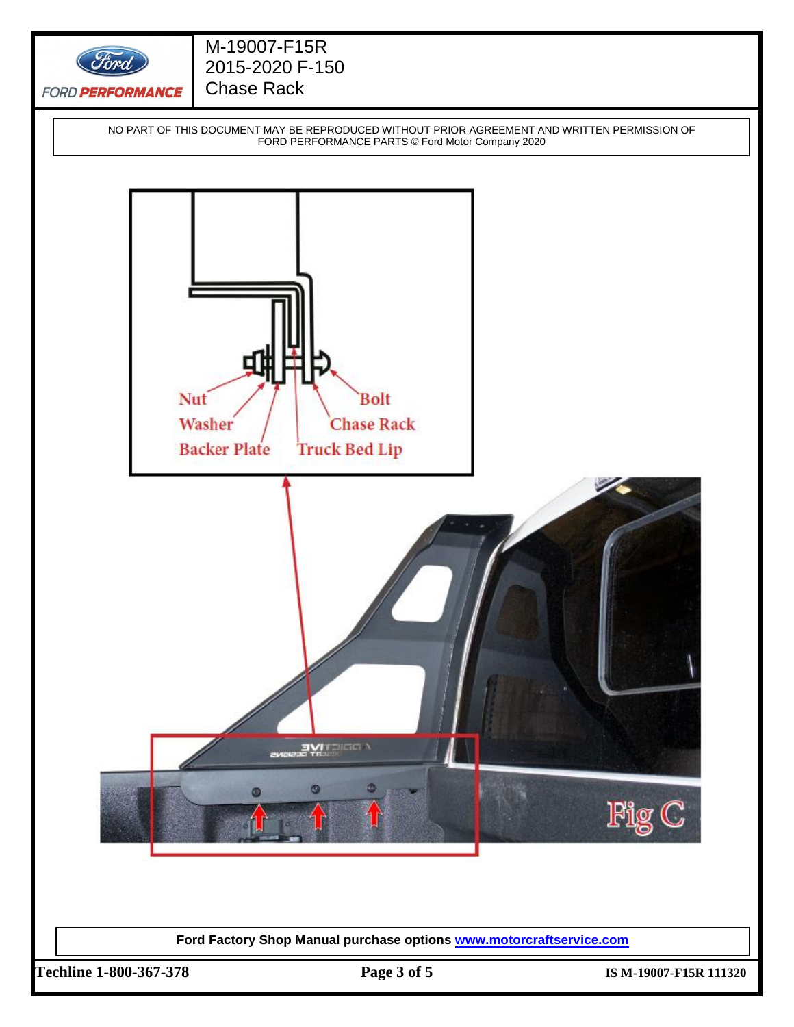NO PART OF THIS DOCUMENT MAY BE REPRODUCED WITHOUT PRIOR AGREEMENT AND WRITTEN PERMISSION OF FORD PERFORMANCE PARTS © Ford Motor Company 2020

Nut
Washer
Backer Plate
Bolt
Chase Rack
Truck Bed Lip

Fig C

**Ford Factory Shop Manual purchase options [www.motorcraftservice.com](www.motorcraftservice.com)**

**Techline 1-800-367-378** **IS M-19007-F15R 111320**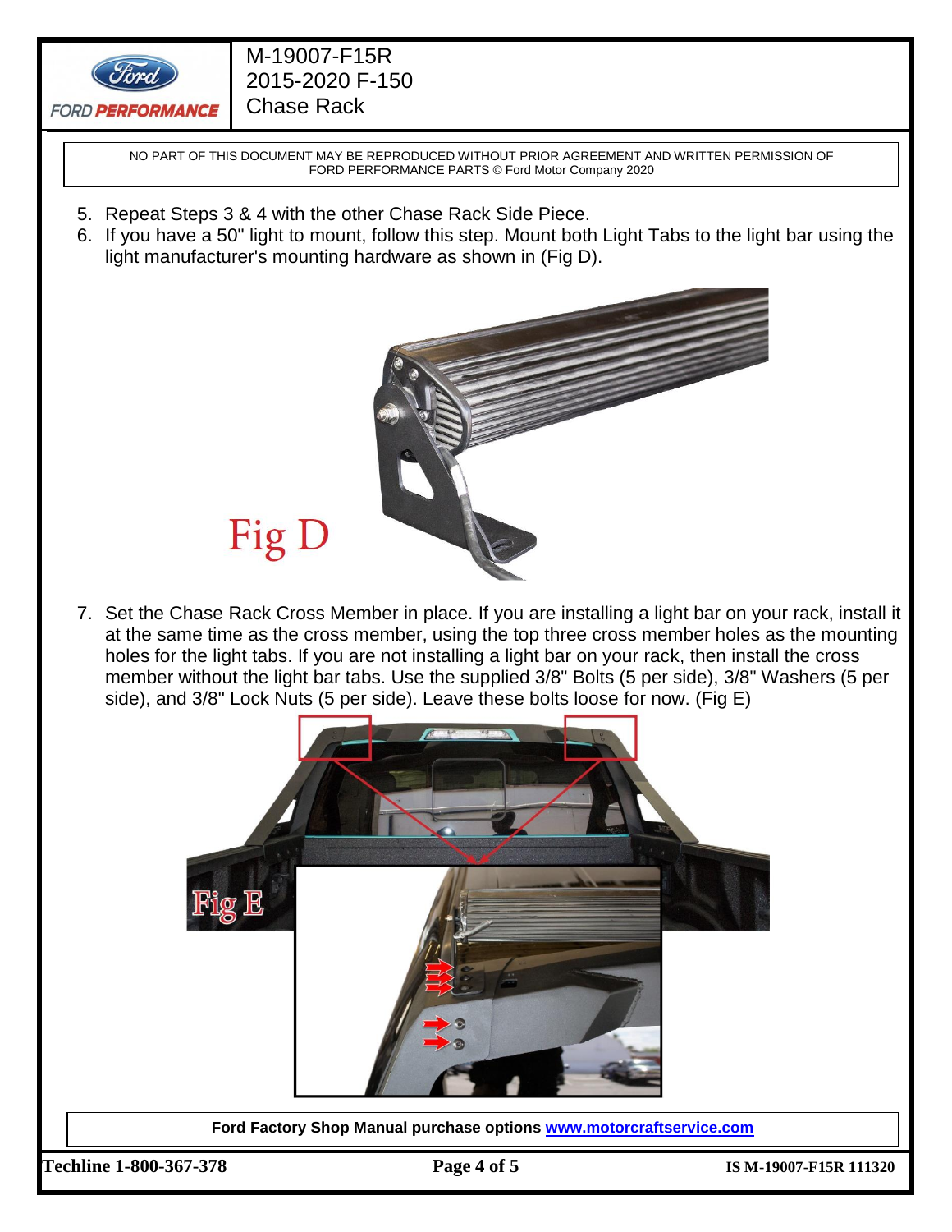5. Repeat Steps 3 & 4 with the other Chase Rack Side Piece.
6. If you have a 50" light to mount, follow this step. Mount both Light Tabs to the light bar using the light manufacturer's mounting hardware as shown in (Fig D).

Fig D

7. Set the Chase Rack Cross Member in place. If you are installing a light bar on your rack, install it at the same time as the cross member, using the top three cross member holes as the mounting holes for the light tabs. If you are not installing a light bar on your rack, then install the cross member without the light bar tabs. Use the supplied 3/8" Bolts (5 per side), 3/8" Washers (5 per side), and 3/8" Lock Nuts (5 per side). Leave these bolts loose for now. (Fig E)

Fig E

**Ford Factory Shop Manual purchase options [www.motorcraftservice.com](http://www.motorcraftservice.com)**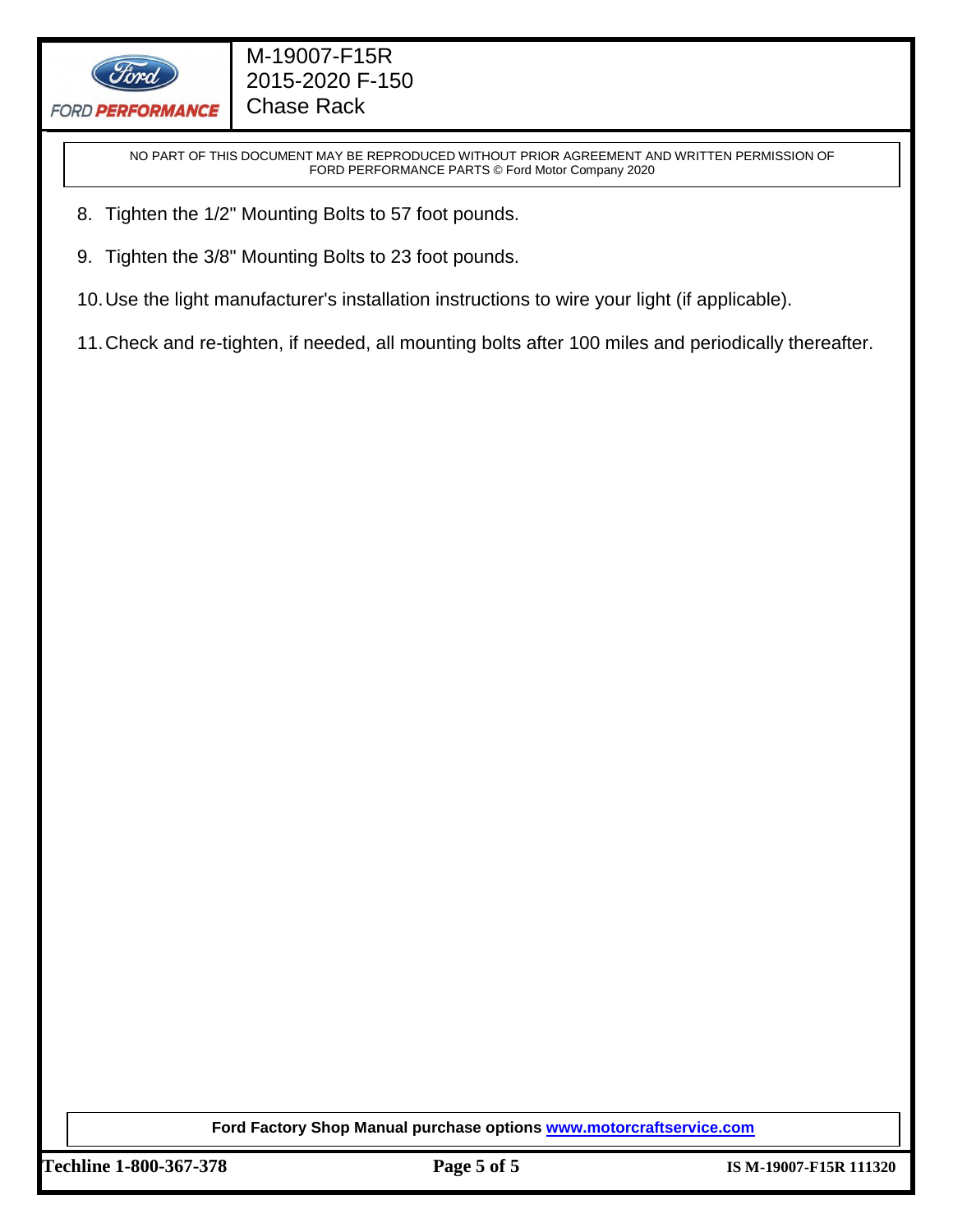8. Tighten the 1/2" Mounting Bolts to 57 foot pounds.
9. Tighten the 3/8" Mounting Bolts to 23 foot pounds.
10. Use the light manufacturer's installation instructions to wire your light (if applicable).
11. Check and re-tighten, if needed, all mounting bolts after 100 miles and periodically thereafter.